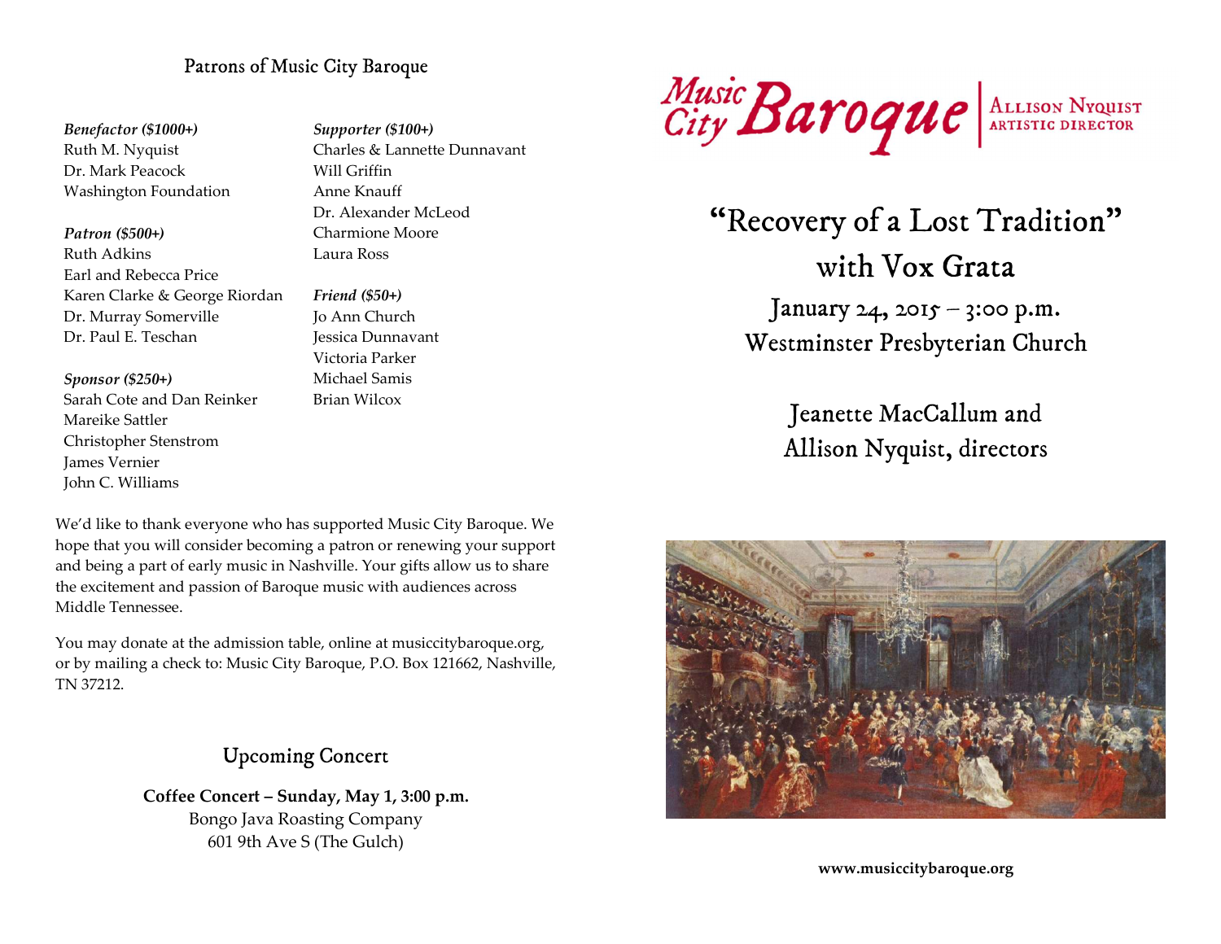## Patrons of Music City Baroque

*Benefactor ($1000+)*
Ruth M. Nyquist
Dr. Mark Peacock
Washington Foundation

*Patron ($500+)*
Ruth Adkins
Earl and Rebecca Price
Karen Clarke & George Riordan
Dr. Murray Somerville
Dr. Paul E. Teschan

*Sponsor ($250+)*
Sarah Cote and Dan Reinker
Mareike Sattler
Christopher Stenstrom
James Vernier
John C. Williams

*Supporter ($100+)*
Charles & Lannette Dunnavant
Will Griffin
Anne Knauff
Dr. Alexander McLeod
Charmione Moore
Laura Ross

*Friend ($50+)*
Jo Ann Church
Jessica Dunnavant
Victoria Parker
Michael Samis
Brian Wilcox

We'd like to thank everyone who has supported Music City Baroque. We hope that you will consider becoming a patron or renewing your support and being a part of early music in Nashville. Your gifts allow us to share the excitement and passion of Baroque music with audiences across Middle Tennessee.

You may donate at the admission table, online at musiccitybaroque.org, or by mailing a check to: Music City Baroque, P.O. Box 121662, Nashville, TN 37212.

## Upcoming Concert

**Coffee Concert – Sunday, May 1, 3:00 p.m.**
Bongo Java Roasting Company
601 9th Ave S (The Gulch)

Music City Baroque | Allison Nyquist, Artistic Director

# "Recovery of a Lost Tradition" with Vox Grata

January 24, 2015 – 3:00 p.m.
Westminster Presbyterian Church

Jeanette MacCallum and
Allison Nyquist, directors

**www.musiccitybaroque.org**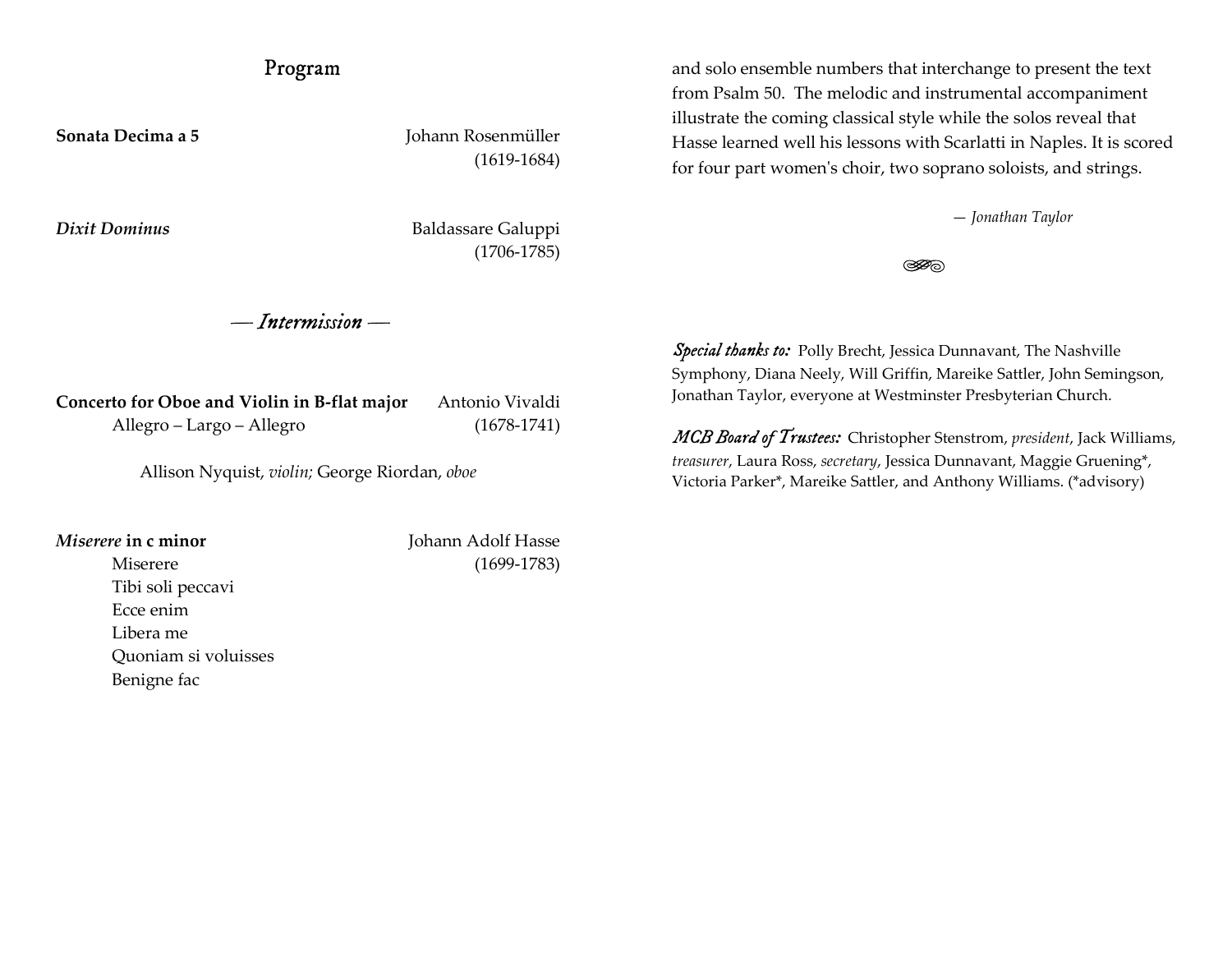## Program

**Sonata Decima a 5** — Johann Rosenmüller (1619-1684)

***Dixit Dominus*** — Baldassare Galuppi (1706-1785)

*— Intermission —*

**Concerto for Oboe and Violin in B-flat major** — Antonio Vivaldi (1678-1741)
Allegro – Largo – Allegro

Allison Nyquist, *violin;* George Riordan, *oboe*

***Miserere* in c minor** — Johann Adolf Hasse (1699-1783)

Miserere
Tibi soli peccavi
Ecce enim
Libera me
Quoniam si voluisses
Benigne fac

and solo ensemble numbers that interchange to present the text from Psalm 50. The melodic and instrumental accompaniment illustrate the coming classical style while the solos reveal that Hasse learned well his lessons with Scarlatti in Naples. It is scored for four part women's choir, two soprano soloists, and strings.

*— Jonathan Taylor*

***Special thanks to:*** Polly Brecht, Jessica Dunnavant, The Nashville Symphony, Diana Neely, Will Griffin, Mareike Sattler, John Semingson, Jonathan Taylor, everyone at Westminster Presbyterian Church.

***MCB Board of Trustees:*** Christopher Stenstrom, *president*, Jack Williams, *treasurer*, Laura Ross, *secretary*, Jessica Dunnavant, Maggie Gruening*, Victoria Parker*, Mareike Sattler, and Anthony Williams. (*advisory)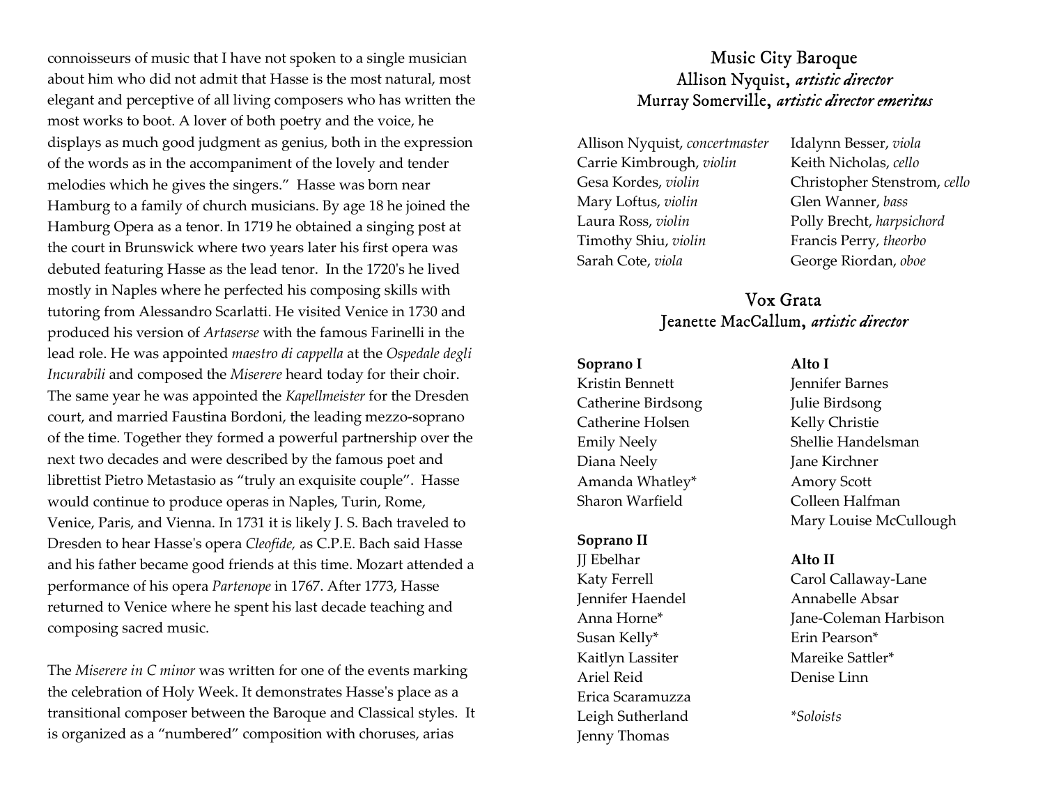connoisseurs of music that I have not spoken to a single musician about him who did not admit that Hasse is the most natural, most elegant and perceptive of all living composers who has written the most works to boot. A lover of both poetry and the voice, he displays as much good judgment as genius, both in the expression of the words as in the accompaniment of the lovely and tender melodies which he gives the singers." Hasse was born near Hamburg to a family of church musicians. By age 18 he joined the Hamburg Opera as a tenor. In 1719 he obtained a singing post at the court in Brunswick where two years later his first opera was debuted featuring Hasse as the lead tenor. In the 1720's he lived mostly in Naples where he perfected his composing skills with tutoring from Alessandro Scarlatti. He visited Venice in 1730 and produced his version of *Artaserse* with the famous Farinelli in the lead role. He was appointed *maestro di cappella* at the *Ospedale degli Incurabili* and composed the *Miserere* heard today for their choir. The same year he was appointed the *Kapellmeister* for the Dresden court, and married Faustina Bordoni, the leading mezzo-soprano of the time. Together they formed a powerful partnership over the next two decades and were described by the famous poet and librettist Pietro Metastasio as "truly an exquisite couple". Hasse would continue to produce operas in Naples, Turin, Rome, Venice, Paris, and Vienna. In 1731 it is likely J. S. Bach traveled to Dresden to hear Hasse's opera *Cleofide,* as C.P.E. Bach said Hasse and his father became good friends at this time. Mozart attended a performance of his opera *Partenope* in 1767. After 1773, Hasse returned to Venice where he spent his last decade teaching and composing sacred music.

The *Miserere in C minor* was written for one of the events marking the celebration of Holy Week. It demonstrates Hasse's place as a transitional composer between the Baroque and Classical styles. It is organized as a "numbered" composition with choruses, arias

## Music City Baroque
Allison Nyquist, *artistic director*
Murray Somerville, *artistic director emeritus*

Allison Nyquist, *concertmaster*
Carrie Kimbrough, *violin*
Gesa Kordes, *violin*
Mary Loftus, *violin*
Laura Ross, *violin*
Timothy Shiu, *violin*
Sarah Cote, *viola*
Idalynn Besser, *viola*
Keith Nicholas, *cello*
Christopher Stenstrom, *cello*
Glen Wanner, *bass*
Polly Brecht, *harpsichord*
Francis Perry, *theorbo*
George Riordan, *oboe*

## Vox Grata
Jeanette MacCallum, *artistic director*

**Soprano I**
Kristin Bennett
Catherine Birdsong
Catherine Holsen
Emily Neely
Diana Neely
Amanda Whatley*
Sharon Warfield

**Soprano II**
JJ Ebelhar
Katy Ferrell
Jennifer Haendel
Anna Horne*
Susan Kelly*
Kaitlyn Lassiter
Ariel Reid
Erica Scaramuzza
Leigh Sutherland
Jenny Thomas

**Alto I**
Jennifer Barnes
Julie Birdsong
Kelly Christie
Shellie Handelsman
Jane Kirchner
Amory Scott
Colleen Halfman
Mary Louise McCullough

**Alto II**
Carol Callaway-Lane
Annabelle Absar
Jane-Coleman Harbison
Erin Pearson*
Mareike Sattler*
Denise Linn

*\*Soloists*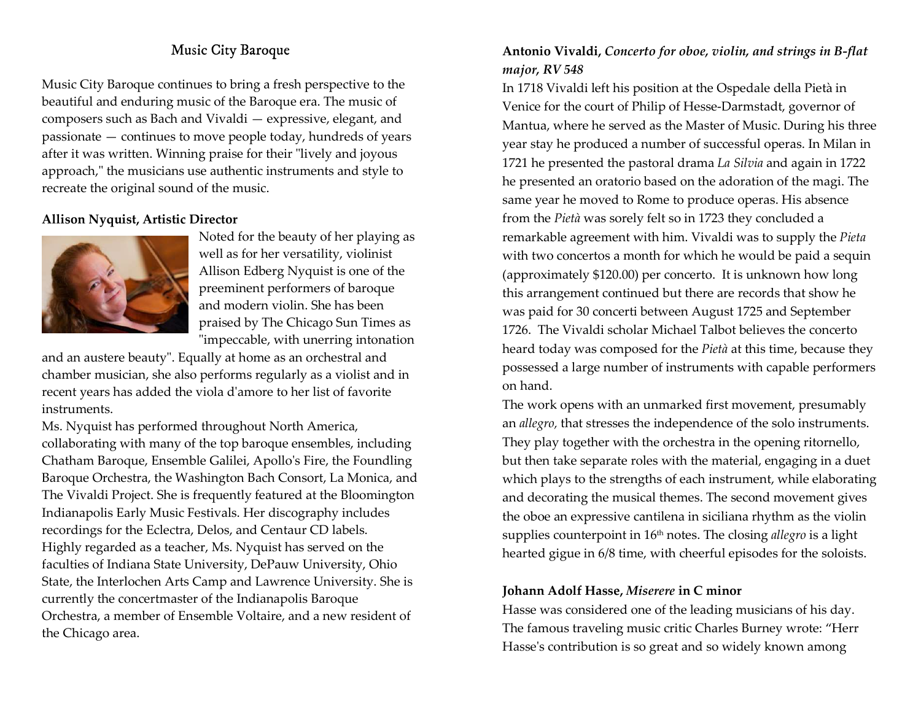# Music City Baroque

Music City Baroque continues to bring a fresh perspective to the beautiful and enduring music of the Baroque era. The music of composers such as Bach and Vivaldi — expressive, elegant, and passionate — continues to move people today, hundreds of years after it was written. Winning praise for their "lively and joyous approach," the musicians use authentic instruments and style to recreate the original sound of the music.

**Allison Nyquist, Artistic Director**

Noted for the beauty of her playing as well as for her versatility, violinist Allison Edberg Nyquist is one of the preeminent performers of baroque and modern violin. She has been praised by The Chicago Sun Times as "impeccable, with unerring intonation and an austere beauty". Equally at home as an orchestral and chamber musician, she also performs regularly as a violist and in recent years has added the viola d'amore to her list of favorite instruments.

Ms. Nyquist has performed throughout North America, collaborating with many of the top baroque ensembles, including Chatham Baroque, Ensemble Galilei, Apollo's Fire, the Foundling Baroque Orchestra, the Washington Bach Consort, La Monica, and The Vivaldi Project. She is frequently featured at the Bloomington Indianapolis Early Music Festivals. Her discography includes recordings for the Eclectra, Delos, and Centaur CD labels.

Highly regarded as a teacher, Ms. Nyquist has served on the faculties of Indiana State University, DePauw University, Ohio State, the Interlochen Arts Camp and Lawrence University. She is currently the concertmaster of the Indianapolis Baroque Orchestra, a member of Ensemble Voltaire, and a new resident of the Chicago area.

**Antonio Vivaldi, *Concerto for oboe, violin, and strings in B-flat major, RV 548***

In 1718 Vivaldi left his position at the Ospedale della Pietà in Venice for the court of Philip of Hesse-Darmstadt, governor of Mantua, where he served as the Master of Music. During his three year stay he produced a number of successful operas. In Milan in 1721 he presented the pastoral drama *La Silvia* and again in 1722 he presented an oratorio based on the adoration of the magi. The same year he moved to Rome to produce operas. His absence from the *Pietà* was sorely felt so in 1723 they concluded a remarkable agreement with him. Vivaldi was to supply the *Pieta* with two concertos a month for which he would be paid a sequin (approximately $120.00) per concerto. It is unknown how long this arrangement continued but there are records that show he was paid for 30 concerti between August 1725 and September 1726. The Vivaldi scholar Michael Talbot believes the concerto heard today was composed for the *Pietà* at this time, because they possessed a large number of instruments with capable performers on hand.

The work opens with an unmarked first movement, presumably an *allegro,* that stresses the independence of the solo instruments. They play together with the orchestra in the opening ritornello, but then take separate roles with the material, engaging in a duet which plays to the strengths of each instrument, while elaborating and decorating the musical themes. The second movement gives the oboe an expressive cantilena in siciliana rhythm as the violin supplies counterpoint in 16th notes. The closing *allegro* is a light hearted gigue in 6/8 time, with cheerful episodes for the soloists.

**Johann Adolf Hasse, *Miserere* in C minor**

Hasse was considered one of the leading musicians of his day. The famous traveling music critic Charles Burney wrote: "Herr Hasse's contribution is so great and so widely known among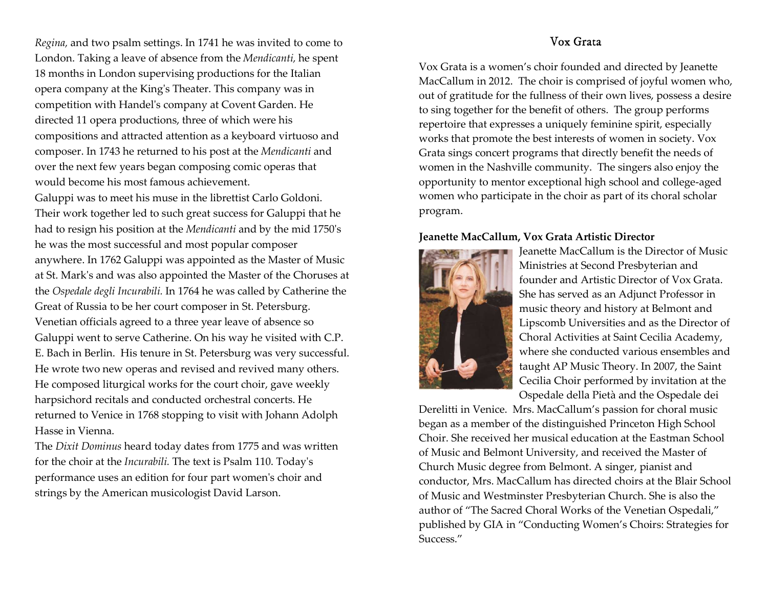*Regina,* and two psalm settings. In 1741 he was invited to come to London. Taking a leave of absence from the *Mendicanti,* he spent 18 months in London supervising productions for the Italian opera company at the King's Theater. This company was in competition with Handel's company at Covent Garden. He directed 11 opera productions, three of which were his compositions and attracted attention as a keyboard virtuoso and composer. In 1743 he returned to his post at the *Mendicanti* and over the next few years began composing comic operas that would become his most famous achievement.

Galuppi was to meet his muse in the librettist Carlo Goldoni. Their work together led to such great success for Galuppi that he had to resign his position at the *Mendicanti* and by the mid 1750's he was the most successful and most popular composer anywhere. In 1762 Galuppi was appointed as the Master of Music at St. Mark's and was also appointed the Master of the Choruses at the *Ospedale degli Incurabili.* In 1764 he was called by Catherine the Great of Russia to be her court composer in St. Petersburg. Venetian officials agreed to a three year leave of absence so Galuppi went to serve Catherine. On his way he visited with C.P. E. Bach in Berlin. His tenure in St. Petersburg was very successful. He wrote two new operas and revised and revived many others. He composed liturgical works for the court choir, gave weekly harpsichord recitals and conducted orchestral concerts. He returned to Venice in 1768 stopping to visit with Johann Adolph Hasse in Vienna.

The *Dixit Dominus* heard today dates from 1775 and was written for the choir at the *Incurabili.* The text is Psalm 110. Today's performance uses an edition for four part women's choir and strings by the American musicologist David Larson.

## Vox Grata

Vox Grata is a women's choir founded and directed by Jeanette MacCallum in 2012. The choir is comprised of joyful women who, out of gratitude for the fullness of their own lives, possess a desire to sing together for the benefit of others. The group performs repertoire that expresses a uniquely feminine spirit, especially works that promote the best interests of women in society. Vox Grata sings concert programs that directly benefit the needs of women in the Nashville community. The singers also enjoy the opportunity to mentor exceptional high school and college-aged women who participate in the choir as part of its choral scholar program.

**Jeanette MacCallum, Vox Grata Artistic Director**

Jeanette MacCallum is the Director of Music Ministries at Second Presbyterian and founder and Artistic Director of Vox Grata. She has served as an Adjunct Professor in music theory and history at Belmont and Lipscomb Universities and as the Director of Choral Activities at Saint Cecilia Academy, where she conducted various ensembles and taught AP Music Theory. In 2007, the Saint Cecilia Choir performed by invitation at the Ospedale della Pietà and the Ospedale dei Derelitti in Venice. Mrs. MacCallum's passion for choral music began as a member of the distinguished Princeton High School Choir. She received her musical education at the Eastman School of Music and Belmont University, and received the Master of Church Music degree from Belmont. A singer, pianist and conductor, Mrs. MacCallum has directed choirs at the Blair School of Music and Westminster Presbyterian Church. She is also the author of "The Sacred Choral Works of the Venetian Ospedali," published by GIA in "Conducting Women's Choirs: Strategies for Success."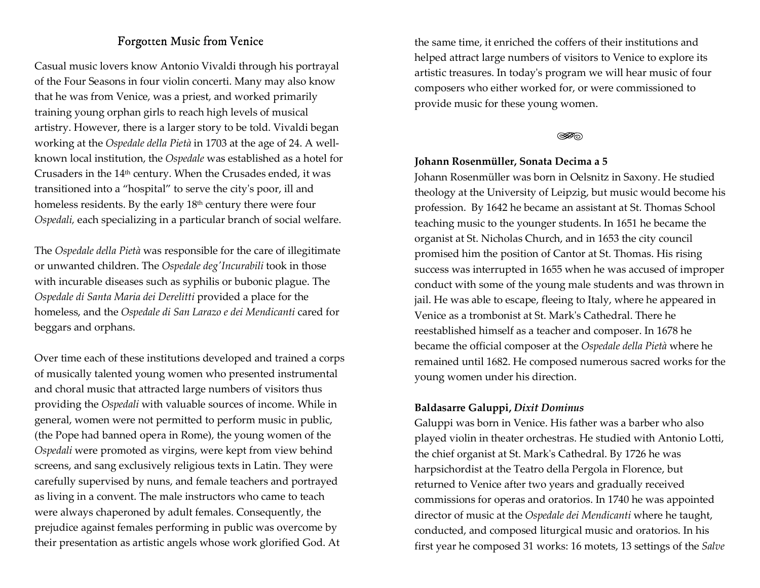## Forgotten Music from Venice

Casual music lovers know Antonio Vivaldi through his portrayal of the Four Seasons in four violin concerti. Many may also know that he was from Venice, was a priest, and worked primarily training young orphan girls to reach high levels of musical artistry. However, there is a larger story to be told. Vivaldi began working at the *Ospedale della Pietà* in 1703 at the age of 24. A well-known local institution, the *Ospedale* was established as a hotel for Crusaders in the 14th century. When the Crusades ended, it was transitioned into a "hospital" to serve the city's poor, ill and homeless residents. By the early 18th century there were four *Ospedali,* each specializing in a particular branch of social welfare.

The *Ospedale della Pietà* was responsible for the care of illegitimate or unwanted children. The *Ospedale deg'Incurabili* took in those with incurable diseases such as syphilis or bubonic plague. The *Ospedale di Santa Maria dei Derelitti* provided a place for the homeless, and the *Ospedale di San Larazo e dei Mendicanti* cared for beggars and orphans.

Over time each of these institutions developed and trained a corps of musically talented young women who presented instrumental and choral music that attracted large numbers of visitors thus providing the *Ospedali* with valuable sources of income. While in general, women were not permitted to perform music in public, (the Pope had banned opera in Rome), the young women of the *Ospedali* were promoted as virgins, were kept from view behind screens, and sang exclusively religious texts in Latin. They were carefully supervised by nuns, and female teachers and portrayed as living in a convent. The male instructors who came to teach were always chaperoned by adult females. Consequently, the prejudice against females performing in public was overcome by their presentation as artistic angels whose work glorified God. At the same time, it enriched the coffers of their institutions and helped attract large numbers of visitors to Venice to explore its artistic treasures. In today's program we will hear music of four composers who either worked for, or were commissioned to provide music for these young women.

**Johann Rosenmüller, Sonata Decima a 5**

Johann Rosenmüller was born in Oelsnitz in Saxony. He studied theology at the University of Leipzig, but music would become his profession. By 1642 he became an assistant at St. Thomas School teaching music to the younger students. In 1651 he became the organist at St. Nicholas Church, and in 1653 the city council promised him the position of Cantor at St. Thomas. His rising success was interrupted in 1655 when he was accused of improper conduct with some of the young male students and was thrown in jail. He was able to escape, fleeing to Italy, where he appeared in Venice as a trombonist at St. Mark's Cathedral. There he reestablished himself as a teacher and composer. In 1678 he became the official composer at the *Ospedale della Pietà* where he remained until 1682. He composed numerous sacred works for the young women under his direction.

**Baldasarre Galuppi, *Dixit Dominus***

Galuppi was born in Venice. His father was a barber who also played violin in theater orchestras. He studied with Antonio Lotti, the chief organist at St. Mark's Cathedral. By 1726 he was harpsichordist at the Teatro della Pergola in Florence, but returned to Venice after two years and gradually received commissions for operas and oratorios. In 1740 he was appointed director of music at the *Ospedale dei Mendicanti* where he taught, conducted, and composed liturgical music and oratorios. In his first year he composed 31 works: 16 motets, 13 settings of the *Salve*